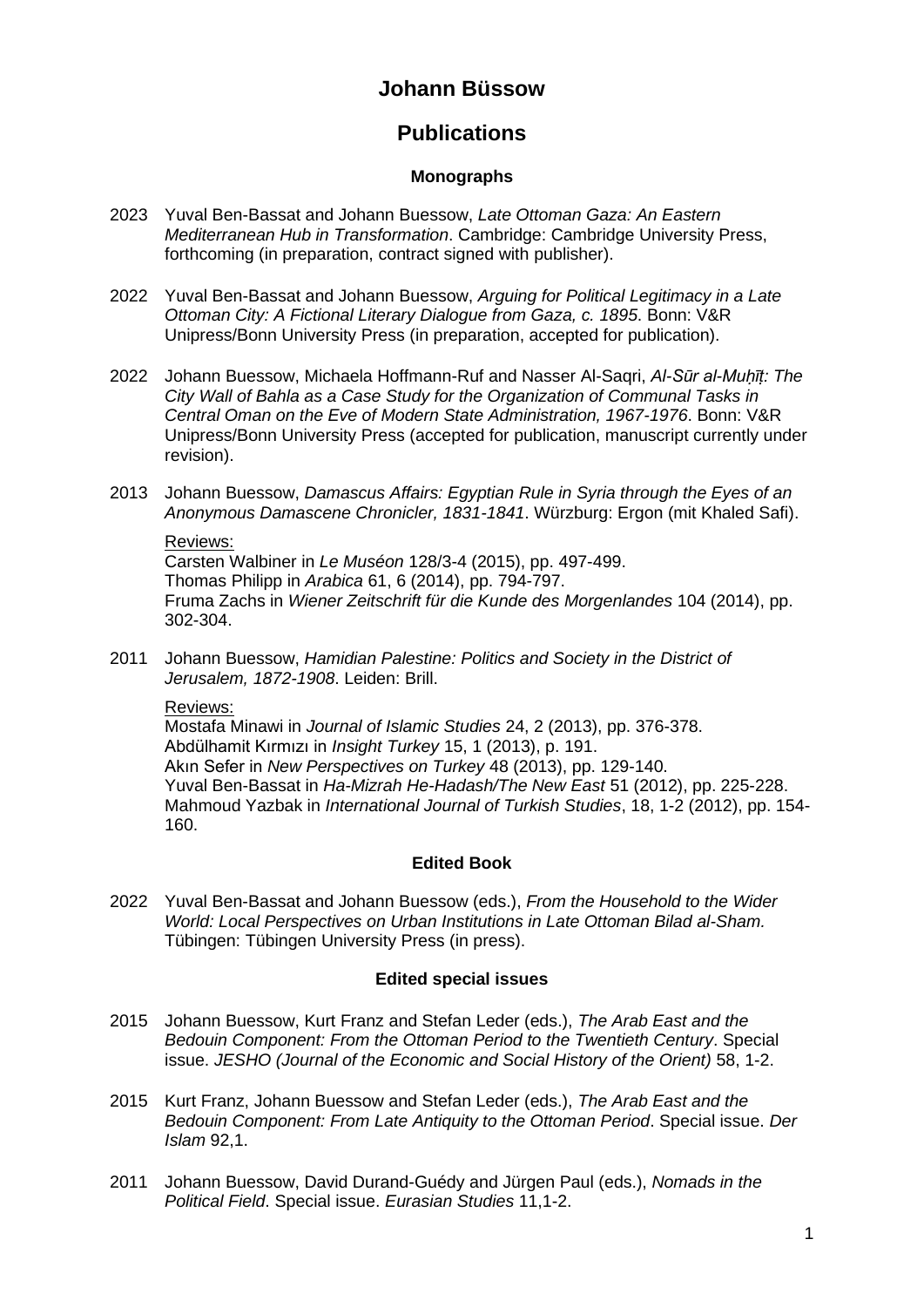# Johann Büssow

# Publications

### Monographs

2023 Yuval Ben-Bassat and Johann Buessow, *Late Ottoman Gaza: An Eastern Mediterranean Hub in Transformation*. Cambridge: Cambridge University Press, forthcoming (in preparation, contract signed with publisher).

2022 Yuval Ben-Bassat and Johann Buessow, *Arguing for Political Legitimacy in a Late Ottoman City: A Fictional Literary Dialogue from Gaza, c. 1895*. Bonn: V&R Unipress/Bonn University Press (in preparation, accepted for publication).

2022 Johann Buessow, Michaela Hoffmann-Ruf and Nasser Al-Saqri, *Al-Sūr al-Muḥīṭ: The City Wall of Bahla as a Case Study for the Organization of Communal Tasks in Central Oman on the Eve of Modern State Administration, 1967-1976*. Bonn: V&R Unipress/Bonn University Press (accepted for publication, manuscript currently under revision).

2013 Johann Buessow, *Damascus Affairs: Egyptian Rule in Syria through the Eyes of an Anonymous Damascene Chronicler, 1831-1841*. Würzburg: Ergon (mit Khaled Safi).

Reviews:
Carsten Walbiner in *Le Muséon* 128/3-4 (2015), pp. 497-499.
Thomas Philipp in *Arabica* 61, 6 (2014), pp. 794-797.
Fruma Zachs in *Wiener Zeitschrift für die Kunde des Morgenlandes* 104 (2014), pp. 302-304.

2011 Johann Buessow, *Hamidian Palestine: Politics and Society in the District of Jerusalem, 1872-1908*. Leiden: Brill.

Reviews:
Mostafa Minawi in *Journal of Islamic Studies* 24, 2 (2013), pp. 376-378.
Abdülhamit Kırmızı in *Insight Turkey* 15, 1 (2013), p. 191.
Akın Sefer in *New Perspectives on Turkey* 48 (2013), pp. 129-140.
Yuval Ben-Bassat in *Ha-Mizrah He-Hadash/The New East* 51 (2012), pp. 225-228.
Mahmoud Yazbak in *International Journal of Turkish Studies*, 18, 1-2 (2012), pp. 154-160.

### Edited Book

2022 Yuval Ben-Bassat and Johann Buessow (eds.), *From the Household to the Wider World: Local Perspectives on Urban Institutions in Late Ottoman Bilad al-Sham.* Tübingen: Tübingen University Press (in press).

### Edited special issues

2015 Johann Buessow, Kurt Franz and Stefan Leder (eds.), *The Arab East and the Bedouin Component: From the Ottoman Period to the Twentieth Century*. Special issue. *JESHO (Journal of the Economic and Social History of the Orient)* 58, 1-2.

2015 Kurt Franz, Johann Buessow and Stefan Leder (eds.), *The Arab East and the Bedouin Component: From Late Antiquity to the Ottoman Period*. Special issue. *Der Islam* 92,1.

2011 Johann Buessow, David Durand-Guédy and Jürgen Paul (eds.), *Nomads in the Political Field*. Special issue. *Eurasian Studies* 11,1-2.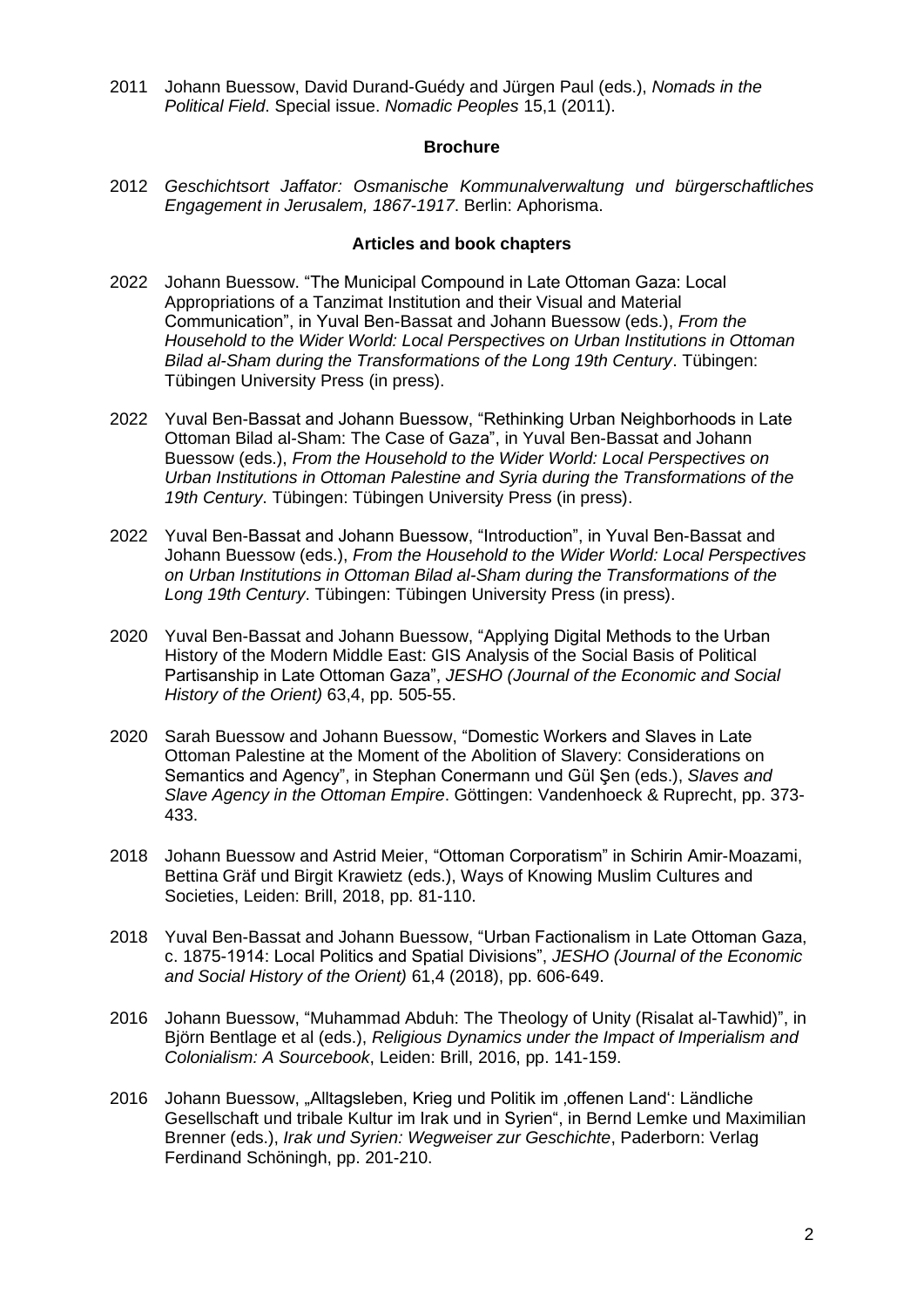2011 Johann Buessow, David Durand-Guédy and Jürgen Paul (eds.), *Nomads in the Political Field*. Special issue. *Nomadic Peoples* 15,1 (2011).

### Brochure

2012 *Geschichtsort Jaffator: Osmanische Kommunalverwaltung und bürgerschaftliches Engagement in Jerusalem, 1867-1917*. Berlin: Aphorisma.

### Articles and book chapters

2022 Johann Buessow. "The Municipal Compound in Late Ottoman Gaza: Local Appropriations of a Tanzimat Institution and their Visual and Material Communication", in Yuval Ben-Bassat and Johann Buessow (eds.), *From the Household to the Wider World: Local Perspectives on Urban Institutions in Ottoman Bilad al-Sham during the Transformations of the Long 19th Century*. Tübingen: Tübingen University Press (in press).

2022 Yuval Ben-Bassat and Johann Buessow, "Rethinking Urban Neighborhoods in Late Ottoman Bilad al-Sham: The Case of Gaza", in Yuval Ben-Bassat and Johann Buessow (eds.), *From the Household to the Wider World: Local Perspectives on Urban Institutions in Ottoman Palestine and Syria during the Transformations of the 19th Century*. Tübingen: Tübingen University Press (in press).

2022 Yuval Ben-Bassat and Johann Buessow, "Introduction", in Yuval Ben-Bassat and Johann Buessow (eds.), *From the Household to the Wider World: Local Perspectives on Urban Institutions in Ottoman Bilad al-Sham during the Transformations of the Long 19th Century*. Tübingen: Tübingen University Press (in press).

2020 Yuval Ben-Bassat and Johann Buessow, "Applying Digital Methods to the Urban History of the Modern Middle East: GIS Analysis of the Social Basis of Political Partisanship in Late Ottoman Gaza", *JESHO (Journal of the Economic and Social History of the Orient)* 63,4, pp. 505-55.

2020 Sarah Buessow and Johann Buessow, "Domestic Workers and Slaves in Late Ottoman Palestine at the Moment of the Abolition of Slavery: Considerations on Semantics and Agency", in Stephan Conermann und Gül Şen (eds.), *Slaves and Slave Agency in the Ottoman Empire*. Göttingen: Vandenhoeck & Ruprecht, pp. 373-433.

2018 Johann Buessow and Astrid Meier, "Ottoman Corporatism" in Schirin Amir-Moazami, Bettina Gräf und Birgit Krawietz (eds.), Ways of Knowing Muslim Cultures and Societies, Leiden: Brill, 2018, pp. 81-110.

2018 Yuval Ben-Bassat and Johann Buessow, "Urban Factionalism in Late Ottoman Gaza, c. 1875-1914: Local Politics and Spatial Divisions", *JESHO (Journal of the Economic and Social History of the Orient)* 61,4 (2018), pp. 606-649.

2016 Johann Buessow, "Muhammad Abduh: The Theology of Unity (Risalat al-Tawhid)", in Björn Bentlage et al (eds.), *Religious Dynamics under the Impact of Imperialism and Colonialism: A Sourcebook*, Leiden: Brill, 2016, pp. 141-159.

2016 Johann Buessow, „Alltagsleben, Krieg und Politik im ‚offenen Land': Ländliche Gesellschaft und tribale Kultur im Irak und in Syrien", in Bernd Lemke und Maximilian Brenner (eds.), *Irak und Syrien: Wegweiser zur Geschichte*, Paderborn: Verlag Ferdinand Schöningh, pp. 201-210.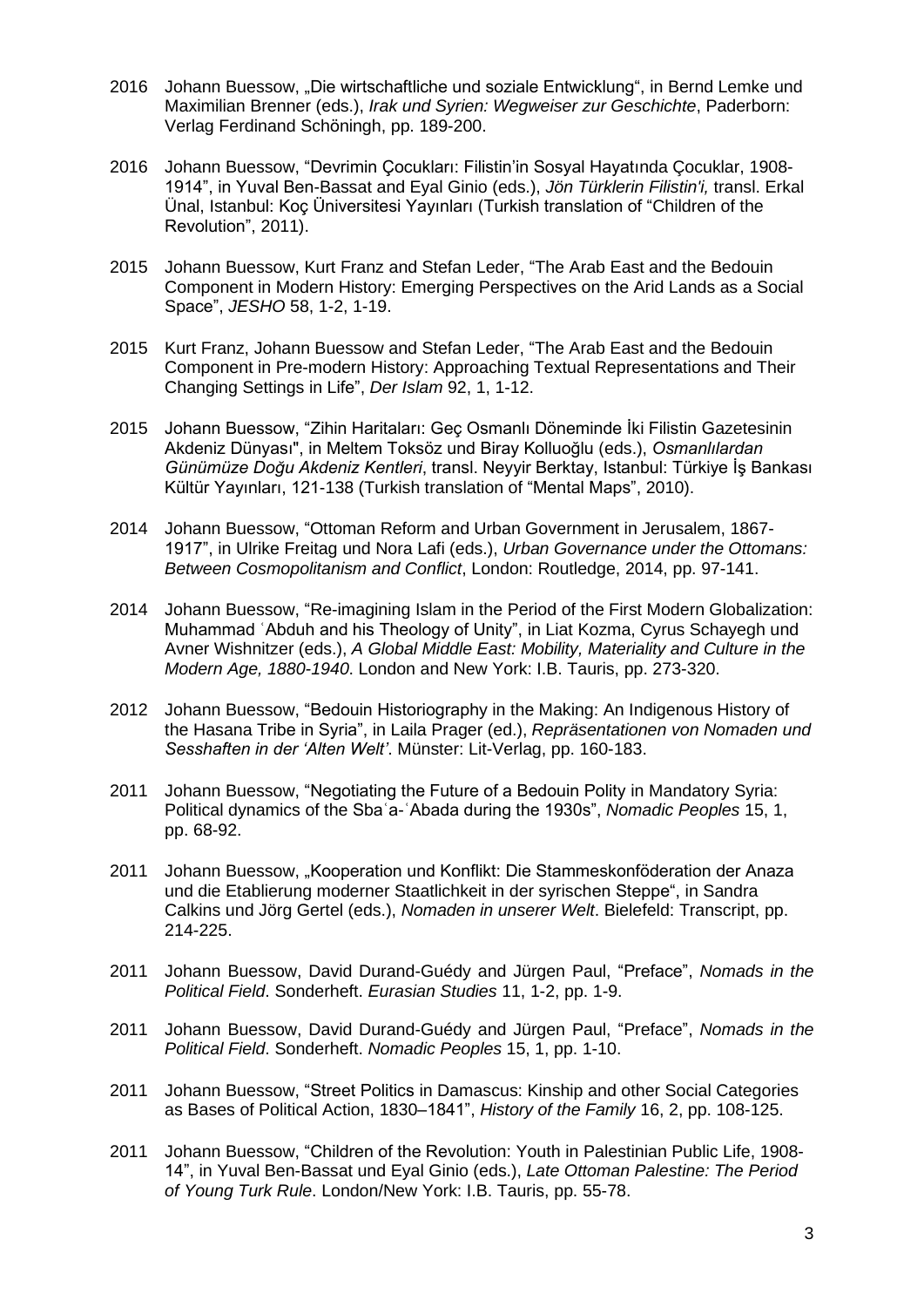2016 Johann Buessow, „Die wirtschaftliche und soziale Entwicklung", in Bernd Lemke und Maximilian Brenner (eds.), *Irak und Syrien: Wegweiser zur Geschichte*, Paderborn: Verlag Ferdinand Schöningh, pp. 189-200.

2016 Johann Buessow, "Devrimin Çocukları: Filistin'in Sosyal Hayatında Çocuklar, 1908-1914", in Yuval Ben-Bassat and Eyal Ginio (eds.), *Jön Türklerin Filistin'i,* transl. Erkal Ünal, Istanbul: Koç Üniversitesi Yayınları (Turkish translation of "Children of the Revolution", 2011).

2015 Johann Buessow, Kurt Franz and Stefan Leder, "The Arab East and the Bedouin Component in Modern History: Emerging Perspectives on the Arid Lands as a Social Space", *JESHO* 58, 1-2, 1-19.

2015 Kurt Franz, Johann Buessow and Stefan Leder, "The Arab East and the Bedouin Component in Pre-modern History: Approaching Textual Representations and Their Changing Settings in Life", *Der Islam* 92, 1, 1-12.

2015 Johann Buessow, "Zihin Haritaları: Geç Osmanlı Döneminde İki Filistin Gazetesinin Akdeniz Dünyası", in Meltem Toksöz und Biray Kolluoğlu (eds.), *Osmanlılardan Günümüze Doğu Akdeniz Kentleri*, transl. Neyyir Berktay, Istanbul: Türkiye İş Bankası Kültür Yayınları, 121-138 (Turkish translation of "Mental Maps", 2010).

2014 Johann Buessow, "Ottoman Reform and Urban Government in Jerusalem, 1867-1917", in Ulrike Freitag und Nora Lafi (eds.), *Urban Governance under the Ottomans: Between Cosmopolitanism and Conflict*, London: Routledge, 2014, pp. 97-141.

2014 Johann Buessow, "Re-imagining Islam in the Period of the First Modern Globalization: Muhammad ʿAbduh and his Theology of Unity", in Liat Kozma, Cyrus Schayegh und Avner Wishnitzer (eds.), *A Global Middle East: Mobility, Materiality and Culture in the Modern Age, 1880-1940*. London and New York: I.B. Tauris, pp. 273-320.

2012 Johann Buessow, "Bedouin Historiography in the Making: An Indigenous History of the Hasana Tribe in Syria", in Laila Prager (ed.), *Repräsentationen von Nomaden und Sesshaften in der 'Alten Welt'*. Münster: Lit-Verlag, pp. 160-183.

2011 Johann Buessow, "Negotiating the Future of a Bedouin Polity in Mandatory Syria: Political dynamics of the Sbaʿa-ʿAbada during the 1930s", *Nomadic Peoples* 15, 1, pp. 68-92.

2011 Johann Buessow, „Kooperation und Konflikt: Die Stammeskonföderation der Anaza und die Etablierung moderner Staatlichkeit in der syrischen Steppe", in Sandra Calkins und Jörg Gertel (eds.), *Nomaden in unserer Welt*. Bielefeld: Transcript, pp. 214-225.

2011 Johann Buessow, David Durand-Guédy and Jürgen Paul, "Preface", *Nomads in the Political Field*. Sonderheft. *Eurasian Studies* 11, 1-2, pp. 1-9.

2011 Johann Buessow, David Durand-Guédy and Jürgen Paul, "Preface", *Nomads in the Political Field*. Sonderheft. *Nomadic Peoples* 15, 1, pp. 1-10.

2011 Johann Buessow, "Street Politics in Damascus: Kinship and other Social Categories as Bases of Political Action, 1830–1841", *History of the Family* 16, 2, pp. 108-125.

2011 Johann Buessow, "Children of the Revolution: Youth in Palestinian Public Life, 1908-14", in Yuval Ben-Bassat und Eyal Ginio (eds.), *Late Ottoman Palestine: The Period of Young Turk Rule*. London/New York: I.B. Tauris, pp. 55-78.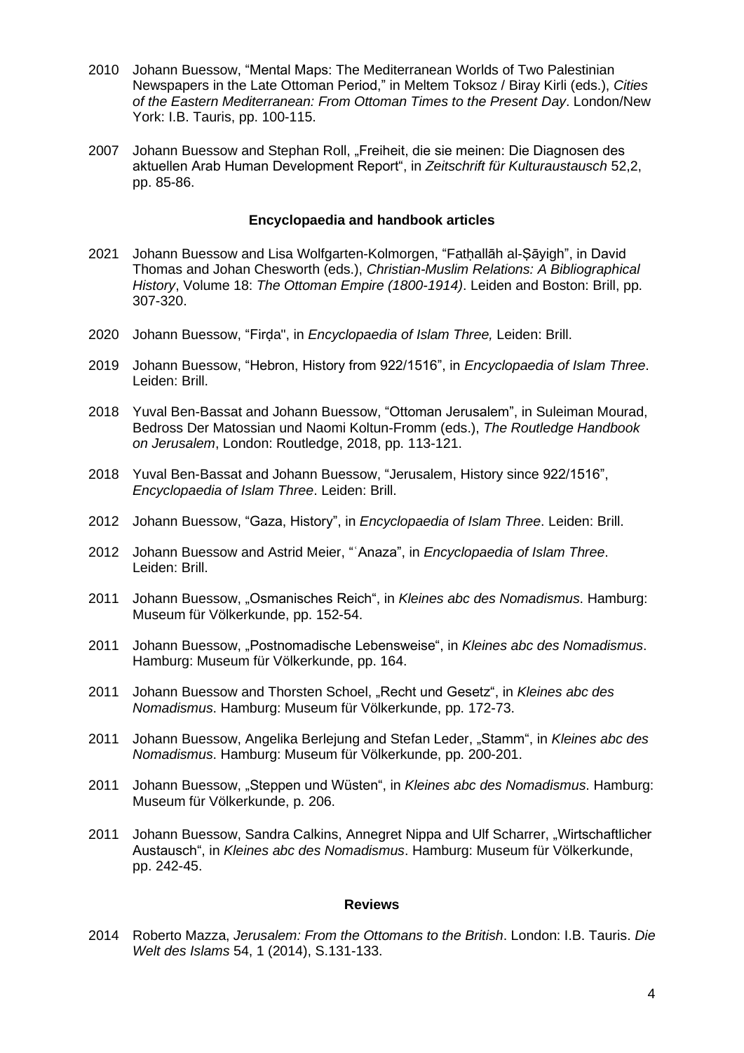2010 Johann Buessow, “Mental Maps: The Mediterranean Worlds of Two Palestinian Newspapers in the Late Ottoman Period,” in Meltem Toksoz / Biray Kirli (eds.), *Cities of the Eastern Mediterranean: From Ottoman Times to the Present Day*. London/New York: I.B. Tauris, pp. 100-115.

2007 Johann Buessow and Stephan Roll, „Freiheit, die sie meinen: Die Diagnosen des aktuellen Arab Human Development Report“, in *Zeitschrift für Kulturaustausch* 52,2, pp. 85-86.

### Encyclopaedia and handbook articles

2021 Johann Buessow and Lisa Wolfgarten-Kolmorgen, “Fatḥallāh al-Ṣāyigh”, in David Thomas and Johan Chesworth (eds.), *Christian-Muslim Relations: A Bibliographical History*, Volume 18: *The Ottoman Empire (1800-1914)*. Leiden and Boston: Brill, pp. 307-320.

2020 Johann Buessow, “Firḍa", in *Encyclopaedia of Islam Three,* Leiden: Brill.

2019 Johann Buessow, “Hebron, History from 922/1516”, in *Encyclopaedia of Islam Three*. Leiden: Brill.

2018 Yuval Ben-Bassat and Johann Buessow, “Ottoman Jerusalem”, in Suleiman Mourad, Bedross Der Matossian und Naomi Koltun-Fromm (eds.), *The Routledge Handbook on Jerusalem*, London: Routledge, 2018, pp. 113-121.

2018 Yuval Ben-Bassat and Johann Buessow, “Jerusalem, History since 922/1516”, *Encyclopaedia of Islam Three*. Leiden: Brill.

2012 Johann Buessow, “Gaza, History”, in *Encyclopaedia of Islam Three*. Leiden: Brill.

2012 Johann Buessow and Astrid Meier, “ʿAnaza”, in *Encyclopaedia of Islam Three*. Leiden: Brill.

2011 Johann Buessow, „Osmanisches Reich“, in *Kleines abc des Nomadismus*. Hamburg: Museum für Völkerkunde, pp. 152-54.

2011 Johann Buessow, „Postnomadische Lebensweise“, in *Kleines abc des Nomadismus*. Hamburg: Museum für Völkerkunde, pp. 164.

2011 Johann Buessow and Thorsten Schoel, „Recht und Gesetz“, in *Kleines abc des Nomadismus*. Hamburg: Museum für Völkerkunde, pp. 172-73.

2011 Johann Buessow, Angelika Berlejung and Stefan Leder, „Stamm“, in *Kleines abc des Nomadismus*. Hamburg: Museum für Völkerkunde, pp. 200-201.

2011 Johann Buessow, „Steppen und Wüsten“, in *Kleines abc des Nomadismus*. Hamburg: Museum für Völkerkunde, p. 206.

2011 Johann Buessow, Sandra Calkins, Annegret Nippa and Ulf Scharrer, „Wirtschaftlicher Austausch“, in *Kleines abc des Nomadismus*. Hamburg: Museum für Völkerkunde, pp. 242-45.

### Reviews

2014 Roberto Mazza, *Jerusalem: From the Ottomans to the British*. London: I.B. Tauris. *Die Welt des Islams* 54, 1 (2014), S.131-133.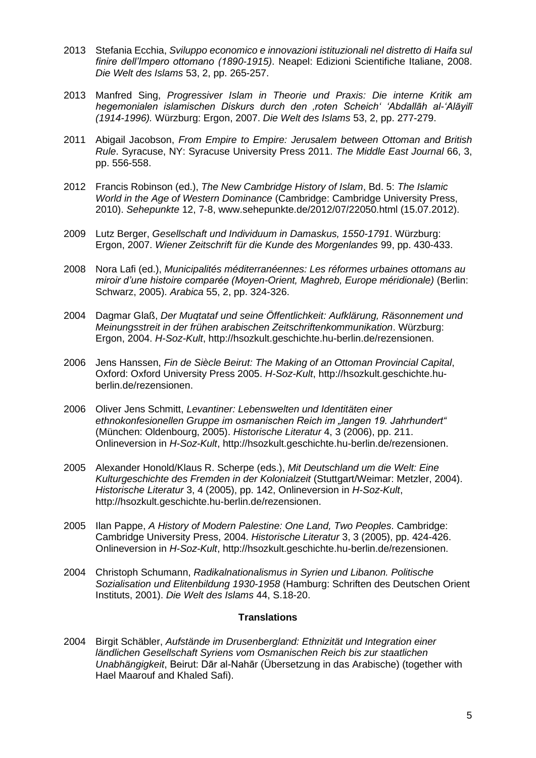2013 Stefania Ecchia, *Sviluppo economico e innovazioni istituzionali nel distretto di Haifa sul finire dell'Impero ottomano (1890-1915)*. Neapel: Edizioni Scientifiche Italiane, 2008. *Die Welt des Islams* 53, 2, pp. 265-257.

2013 Manfred Sing, *Progressiver Islam in Theorie und Praxis: Die interne Kritik am hegemonialen islamischen Diskurs durch den ‚roten Scheich' 'Abdallāh al-'Alāyilī (1914-1996).* Würzburg: Ergon, 2007. *Die Welt des Islams* 53, 2, pp. 277-279.

2011 Abigail Jacobson, *From Empire to Empire: Jerusalem between Ottoman and British Rule*. Syracuse, NY: Syracuse University Press 2011. *The Middle East Journal* 66, 3, pp. 556-558.

2012 Francis Robinson (ed.), *The New Cambridge History of Islam*, Bd. 5: *The Islamic World in the Age of Western Dominance* (Cambridge: Cambridge University Press, 2010). *Sehepunkte* 12, 7-8, www.sehepunkte.de/2012/07/22050.html (15.07.2012).

2009 Lutz Berger, *Gesellschaft und Individuum in Damaskus, 1550-1791*. Würzburg: Ergon, 2007. *Wiener Zeitschrift für die Kunde des Morgenlandes* 99, pp. 430-433.

2008 Nora Lafi (ed.), *Municipalités méditerranéennes: Les réformes urbaines ottomans au miroir d'une histoire comparée (Moyen-Orient, Maghreb, Europe méridionale)* (Berlin: Schwarz, 2005). *Arabica* 55, 2, pp. 324-326.

2004 Dagmar Glaß, *Der Muqtataf und seine Öffentlichkeit: Aufklärung, Räsonnement und Meinungsstreit in der frühen arabischen Zeitschriftenkommunikation*. Würzburg: Ergon, 2004. *H-Soz-Kult*, http://hsozkult.geschichte.hu-berlin.de/rezensionen.

2006 Jens Hanssen, *Fin de Siècle Beirut: The Making of an Ottoman Provincial Capital*, Oxford: Oxford University Press 2005. *H-Soz-Kult*, http://hsozkult.geschichte.hu-berlin.de/rezensionen.

2006 Oliver Jens Schmitt, *Levantiner: Lebenswelten und Identitäten einer ethnokonfesionellen Gruppe im osmanischen Reich im „langen 19. Jahrhundert"* (München: Oldenbourg, 2005). *Historische Literatur* 4, 3 (2006), pp. 211. Onlineversion in *H-Soz-Kult*, http://hsozkult.geschichte.hu-berlin.de/rezensionen.

2005 Alexander Honold/Klaus R. Scherpe (eds.), *Mit Deutschland um die Welt: Eine Kulturgeschichte des Fremden in der Kolonialzeit* (Stuttgart/Weimar: Metzler, 2004). *Historische Literatur* 3, 4 (2005), pp. 142, Onlineversion in *H-Soz-Kult*, http://hsozkult.geschichte.hu-berlin.de/rezensionen.

2005 Ilan Pappe, *A History of Modern Palestine: One Land, Two Peoples*. Cambridge: Cambridge University Press, 2004. *Historische Literatur* 3, 3 (2005), pp. 424-426. Onlineversion in *H-Soz-Kult*, http://hsozkult.geschichte.hu-berlin.de/rezensionen.

2004 Christoph Schumann, *Radikalnationalismus in Syrien und Libanon. Politische Sozialisation und Elitenbildung 1930-1958* (Hamburg: Schriften des Deutschen Orient Instituts, 2001). *Die Welt des Islams* 44, S.18-20.

**Translations**

2004 Birgit Schäbler, *Aufstände im Drusenbergland: Ethnizität und Integration einer ländlichen Gesellschaft Syriens vom Osmanischen Reich bis zur staatlichen Unabhängigkeit*, Beirut: Dār al-Nahār (Übersetzung in das Arabische) (together with Hael Maarouf and Khaled Safi).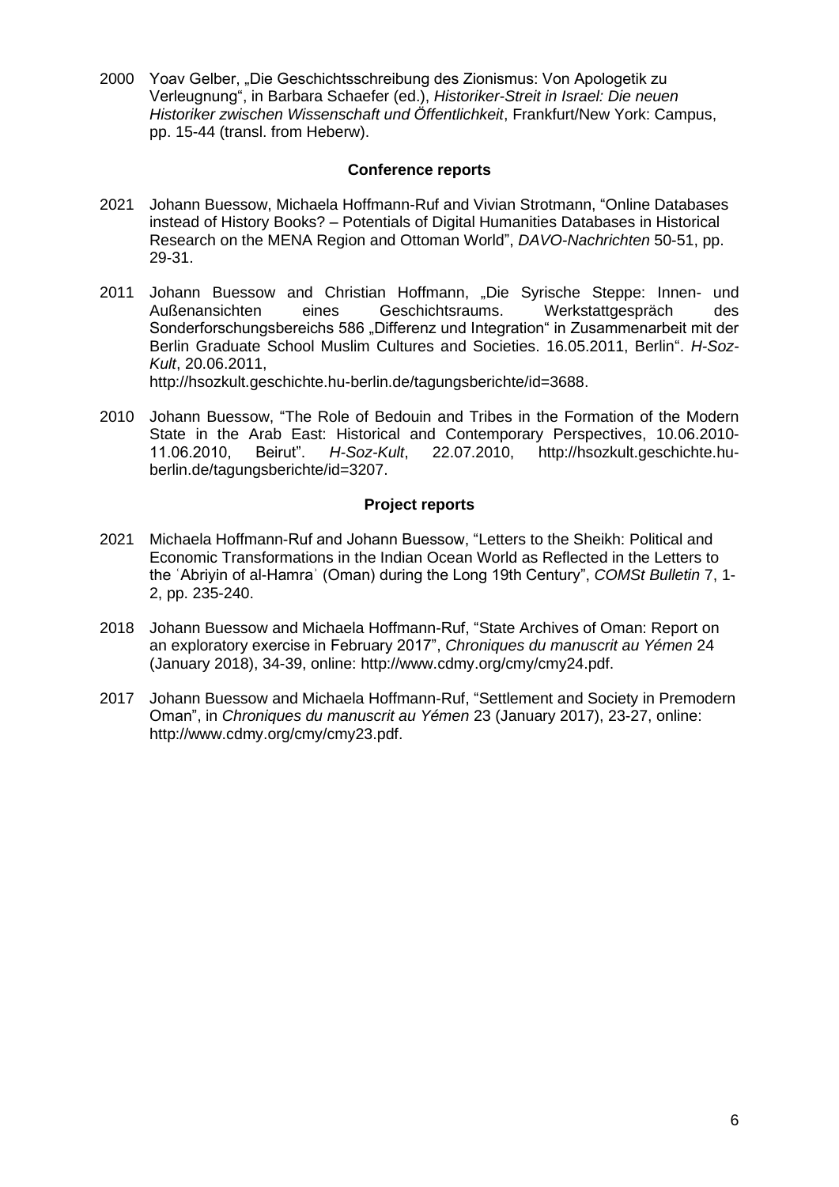2000 Yoav Gelber, „Die Geschichtsschreibung des Zionismus: Von Apologetik zu Verleugnung", in Barbara Schaefer (ed.), *Historiker-Streit in Israel: Die neuen Historiker zwischen Wissenschaft und Öffentlichkeit*, Frankfurt/New York: Campus, pp. 15-44 (transl. from Heberw).

### Conference reports

2021 Johann Buessow, Michaela Hoffmann-Ruf and Vivian Strotmann, "Online Databases instead of History Books? – Potentials of Digital Humanities Databases in Historical Research on the MENA Region and Ottoman World", *DAVO-Nachrichten* 50-51, pp. 29-31.

2011 Johann Buessow and Christian Hoffmann, „Die Syrische Steppe: Innen- und Außenansichten eines Geschichtsraums. Werkstattgespräch des Sonderforschungsbereichs 586 „Differenz und Integration" in Zusammenarbeit mit der Berlin Graduate School Muslim Cultures and Societies. 16.05.2011, Berlin". *H-Soz-Kult*, 20.06.2011, http://hsozkult.geschichte.hu-berlin.de/tagungsberichte/id=3688.

2010 Johann Buessow, "The Role of Bedouin and Tribes in the Formation of the Modern State in the Arab East: Historical and Contemporary Perspectives, 10.06.2010-11.06.2010, Beirut". *H-Soz-Kult*, 22.07.2010, http://hsozkult.geschichte.hu-berlin.de/tagungsberichte/id=3207.

### Project reports

2021 Michaela Hoffmann-Ruf and Johann Buessow, "Letters to the Sheikh: Political and Economic Transformations in the Indian Ocean World as Reflected in the Letters to the ʿAbriyin of al-Hamraʾ (Oman) during the Long 19th Century", *COMSt Bulletin* 7, 1-2, pp. 235-240.

2018 Johann Buessow and Michaela Hoffmann-Ruf, "State Archives of Oman: Report on an exploratory exercise in February 2017", *Chroniques du manuscrit au Yémen* 24 (January 2018), 34-39, online: http://www.cdmy.org/cmy/cmy24.pdf.

2017 Johann Buessow and Michaela Hoffmann-Ruf, "Settlement and Society in Premodern Oman", in *Chroniques du manuscrit au Yémen* 23 (January 2017), 23-27, online: http://www.cdmy.org/cmy/cmy23.pdf.